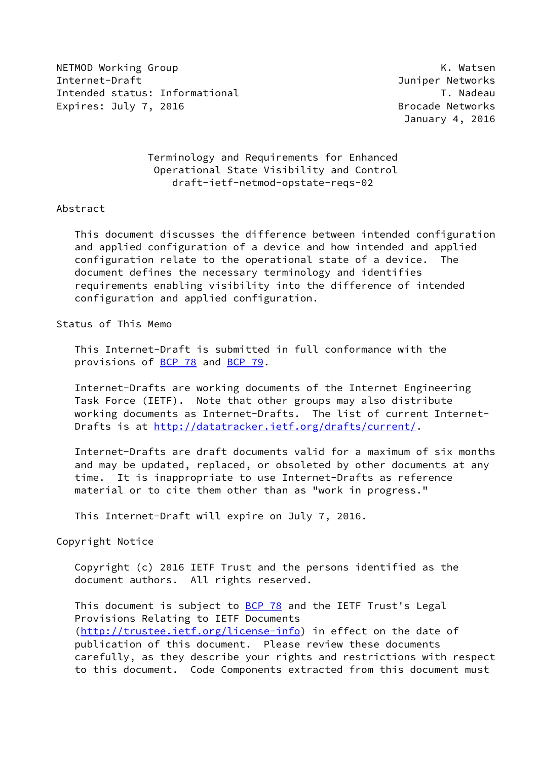NETMOD Working Group K. Watsen
Internet-Draft Juniper Networks
Intended status: Informational T. Nadeau
Expires: July 7, 2016 Brocade Networks
January 4, 2016

# Terminology and Requirements for Enhanced Operational State Visibility and Control
## draft-ietf-netmod-opstate-reqs-02

## Abstract

This document discusses the difference between intended configuration and applied configuration of a device and how intended and applied configuration relate to the operational state of a device. The document defines the necessary terminology and identifies requirements enabling visibility into the difference of intended configuration and applied configuration.

## Status of This Memo

This Internet-Draft is submitted in full conformance with the provisions of BCP 78 and BCP 79.

Internet-Drafts are working documents of the Internet Engineering Task Force (IETF). Note that other groups may also distribute working documents as Internet-Drafts. The list of current Internet-Drafts is at http://datatracker.ietf.org/drafts/current/.

Internet-Drafts are draft documents valid for a maximum of six months and may be updated, replaced, or obsoleted by other documents at any time. It is inappropriate to use Internet-Drafts as reference material or to cite them other than as "work in progress."

This Internet-Draft will expire on July 7, 2016.

## Copyright Notice

Copyright (c) 2016 IETF Trust and the persons identified as the document authors. All rights reserved.

This document is subject to BCP 78 and the IETF Trust's Legal Provisions Relating to IETF Documents (http://trustee.ietf.org/license-info) in effect on the date of publication of this document. Please review these documents carefully, as they describe your rights and restrictions with respect to this document. Code Components extracted from this document must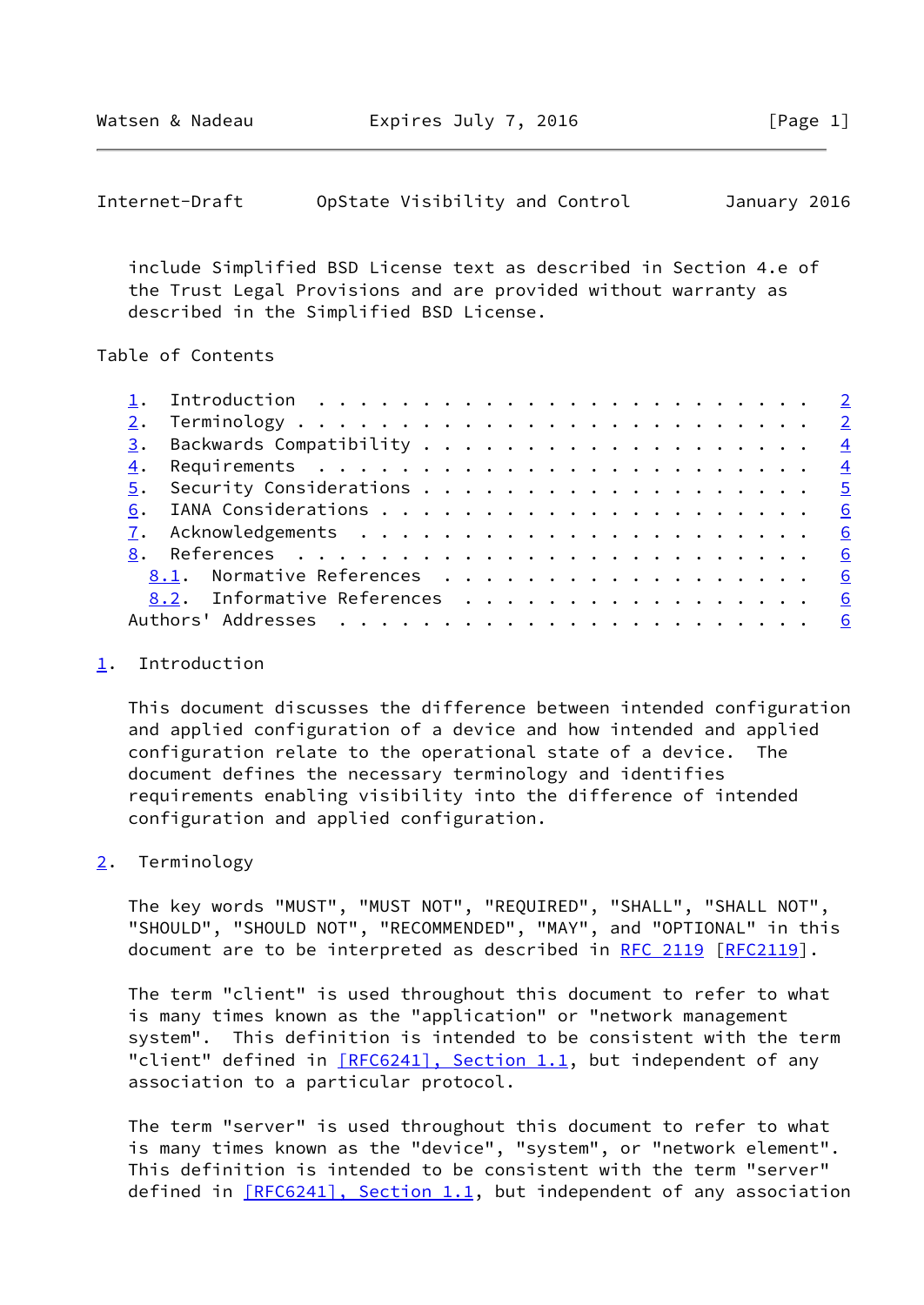include Simplified BSD License text as described in Section 4.e of the Trust Legal Provisions and are provided without warranty as described in the Simplified BSD License.

Table of Contents

1. Introduction . . . . . . . . . . . . . . . . . . . . . . . . 2
2. Terminology . . . . . . . . . . . . . . . . . . . . . . . . . 2
3. Backwards Compatibility . . . . . . . . . . . . . . . . . . . 4
4. Requirements . . . . . . . . . . . . . . . . . . . . . . . . 4
5. Security Considerations . . . . . . . . . . . . . . . . . . . 5
6. IANA Considerations . . . . . . . . . . . . . . . . . . . . . 6
7. Acknowledgements . . . . . . . . . . . . . . . . . . . . . . 6
8. References . . . . . . . . . . . . . . . . . . . . . . . . . 6
   8.1. Normative References . . . . . . . . . . . . . . . . . . 6
   8.2. Informative References . . . . . . . . . . . . . . . . . 6
Authors' Addresses . . . . . . . . . . . . . . . . . . . . . . . 6

## 1. Introduction

This document discusses the difference between intended configuration and applied configuration of a device and how intended and applied configuration relate to the operational state of a device. The document defines the necessary terminology and identifies requirements enabling visibility into the difference of intended configuration and applied configuration.

## 2. Terminology

The key words "MUST", "MUST NOT", "REQUIRED", "SHALL", "SHALL NOT", "SHOULD", "SHOULD NOT", "RECOMMENDED", "MAY", and "OPTIONAL" in this document are to be interpreted as described in RFC 2119 [RFC2119].

The term "client" is used throughout this document to refer to what is many times known as the "application" or "network management system". This definition is intended to be consistent with the term "client" defined in [RFC6241], Section 1.1, but independent of any association to a particular protocol.

The term "server" is used throughout this document to refer to what is many times known as the "device", "system", or "network element". This definition is intended to be consistent with the term "server" defined in [RFC6241], Section 1.1, but independent of any association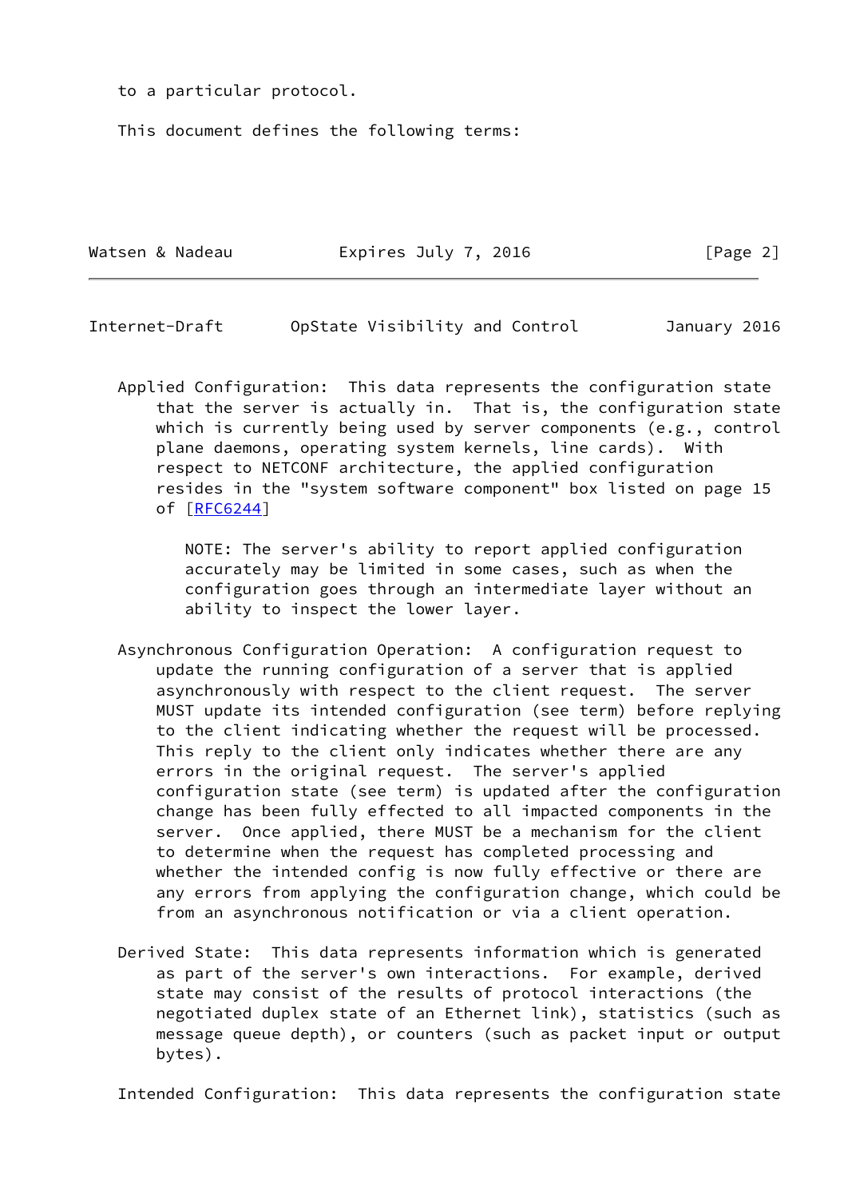to a particular protocol.

This document defines the following terms:

Applied Configuration: This data represents the configuration state that the server is actually in. That is, the configuration state which is currently being used by server components (e.g., control plane daemons, operating system kernels, line cards). With respect to NETCONF architecture, the applied configuration resides in the "system software component" box listed on page 15 of [RFC6244]

> NOTE: The server's ability to report applied configuration accurately may be limited in some cases, such as when the configuration goes through an intermediate layer without an ability to inspect the lower layer.

Asynchronous Configuration Operation: A configuration request to update the running configuration of a server that is applied asynchronously with respect to the client request. The server MUST update its intended configuration (see term) before replying to the client indicating whether the request will be processed. This reply to the client only indicates whether there are any errors in the original request. The server's applied configuration state (see term) is updated after the configuration change has been fully effected to all impacted components in the server. Once applied, there MUST be a mechanism for the client to determine when the request has completed processing and whether the intended config is now fully effective or there are any errors from applying the configuration change, which could be from an asynchronous notification or via a client operation.

Derived State: This data represents information which is generated as part of the server's own interactions. For example, derived state may consist of the results of protocol interactions (the negotiated duplex state of an Ethernet link), statistics (such as message queue depth), or counters (such as packet input or output bytes).

Intended Configuration: This data represents the configuration state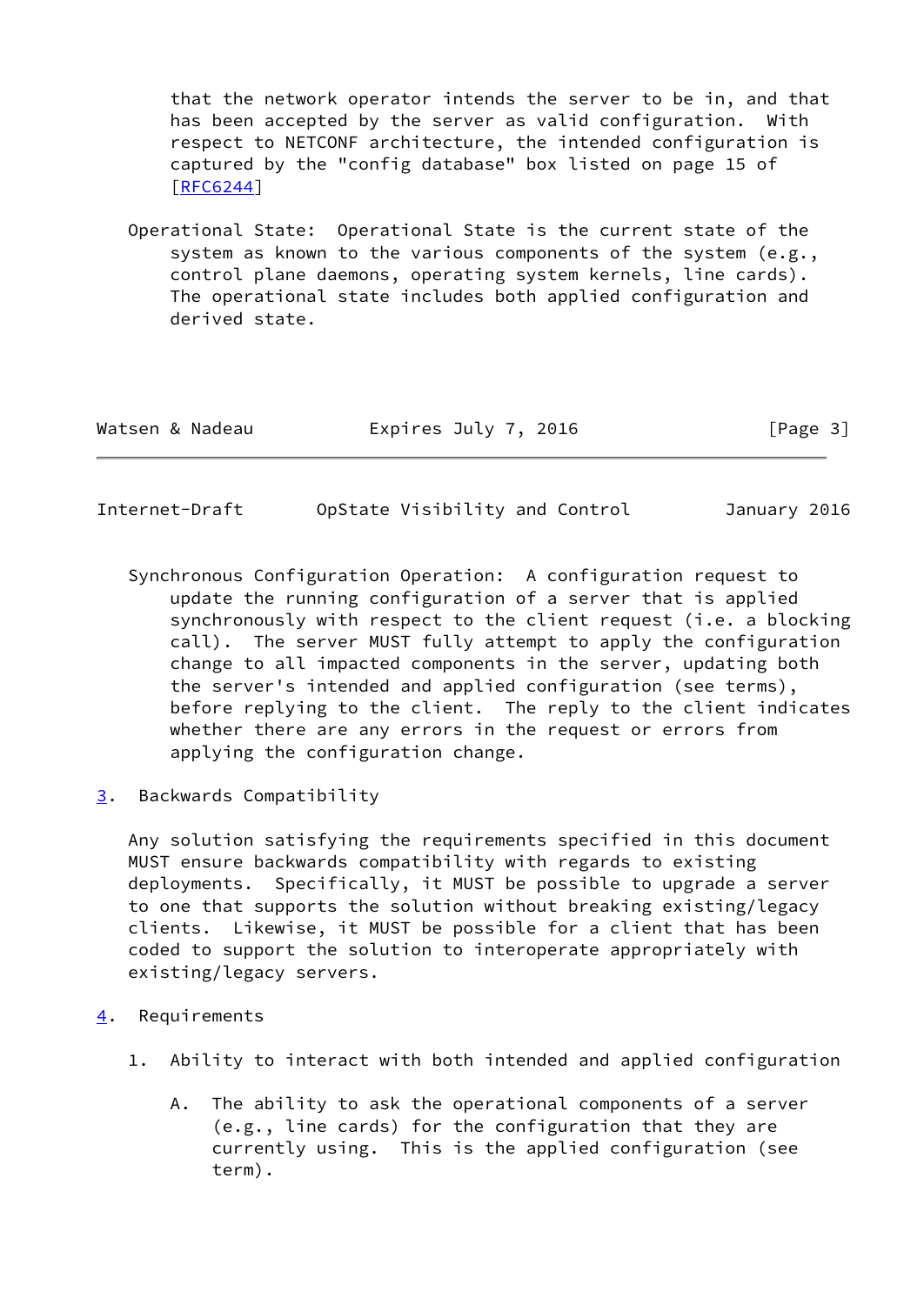that the network operator intends the server to be in, and that has been accepted by the server as valid configuration. With respect to NETCONF architecture, the intended configuration is captured by the "config database" box listed on page 15 of [RFC6244]

Operational State: Operational State is the current state of the system as known to the various components of the system (e.g., control plane daemons, operating system kernels, line cards). The operational state includes both applied configuration and derived state.

Synchronous Configuration Operation: A configuration request to update the running configuration of a server that is applied synchronously with respect to the client request (i.e. a blocking call). The server MUST fully attempt to apply the configuration change to all impacted components in the server, updating both the server's intended and applied configuration (see terms), before replying to the client. The reply to the client indicates whether there are any errors in the request or errors from applying the configuration change.

## 3. Backwards Compatibility

Any solution satisfying the requirements specified in this document MUST ensure backwards compatibility with regards to existing deployments. Specifically, it MUST be possible to upgrade a server to one that supports the solution without breaking existing/legacy clients. Likewise, it MUST be possible for a client that has been coded to support the solution to interoperate appropriately with existing/legacy servers.

## 4. Requirements

1. Ability to interact with both intended and applied configuration

   A. The ability to ask the operational components of a server (e.g., line cards) for the configuration that they are currently using. This is the applied configuration (see term).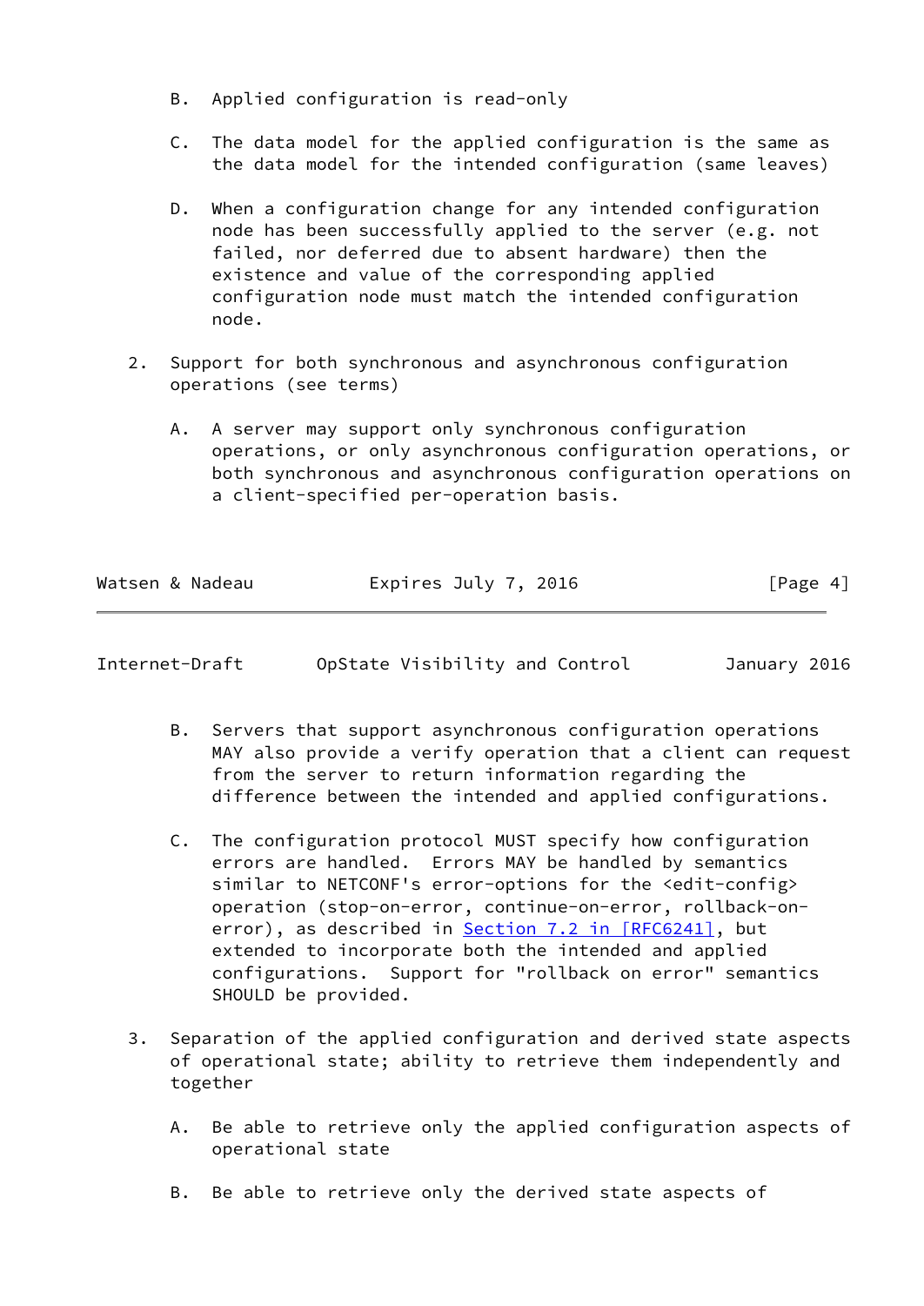B. Applied configuration is read-only

C. The data model for the applied configuration is the same as the data model for the intended configuration (same leaves)

D. When a configuration change for any intended configuration node has been successfully applied to the server (e.g. not failed, nor deferred due to absent hardware) then the existence and value of the corresponding applied configuration node must match the intended configuration node.

2. Support for both synchronous and asynchronous configuration operations (see terms)

   A. A server may support only synchronous configuration operations, or only asynchronous configuration operations, or both synchronous and asynchronous configuration operations on a client-specified per-operation basis.

   B. Servers that support asynchronous configuration operations MAY also provide a verify operation that a client can request from the server to return information regarding the difference between the intended and applied configurations.

   C. The configuration protocol MUST specify how configuration errors are handled. Errors MAY be handled by semantics similar to NETCONF's error-options for the <edit-config> operation (stop-on-error, continue-on-error, rollback-on-error), as described in Section 7.2 in [RFC6241], but extended to incorporate both the intended and applied configurations. Support for "rollback on error" semantics SHOULD be provided.

3. Separation of the applied configuration and derived state aspects of operational state; ability to retrieve them independently and together

   A. Be able to retrieve only the applied configuration aspects of operational state

   B. Be able to retrieve only the derived state aspects of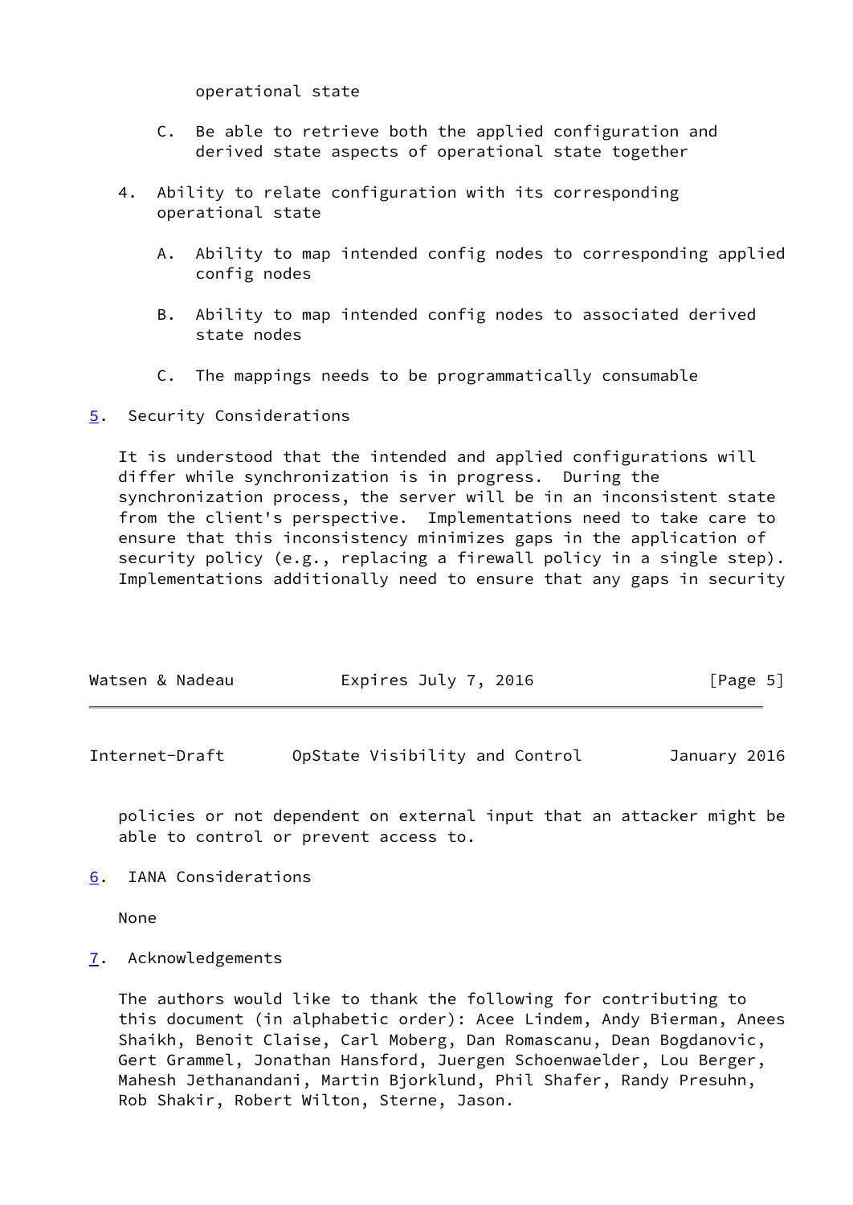operational state

   C. Be able to retrieve both the applied configuration and derived state aspects of operational state together

4. Ability to relate configuration with its corresponding operational state

   A. Ability to map intended config nodes to corresponding applied config nodes

   B. Ability to map intended config nodes to associated derived state nodes

   C. The mappings needs to be programmatically consumable

## 5. Security Considerations

It is understood that the intended and applied configurations will differ while synchronization is in progress. During the synchronization process, the server will be in an inconsistent state from the client's perspective. Implementations need to take care to ensure that this inconsistency minimizes gaps in the application of security policy (e.g., replacing a firewall policy in a single step). Implementations additionally need to ensure that any gaps in security policies or not dependent on external input that an attacker might be able to control or prevent access to.

## 6. IANA Considerations

None

## 7. Acknowledgements

The authors would like to thank the following for contributing to this document (in alphabetic order): Acee Lindem, Andy Bierman, Anees Shaikh, Benoit Claise, Carl Moberg, Dan Romascanu, Dean Bogdanovic, Gert Grammel, Jonathan Hansford, Juergen Schoenwaelder, Lou Berger, Mahesh Jethanandani, Martin Bjorklund, Phil Shafer, Randy Presuhn, Rob Shakir, Robert Wilton, Sterne, Jason.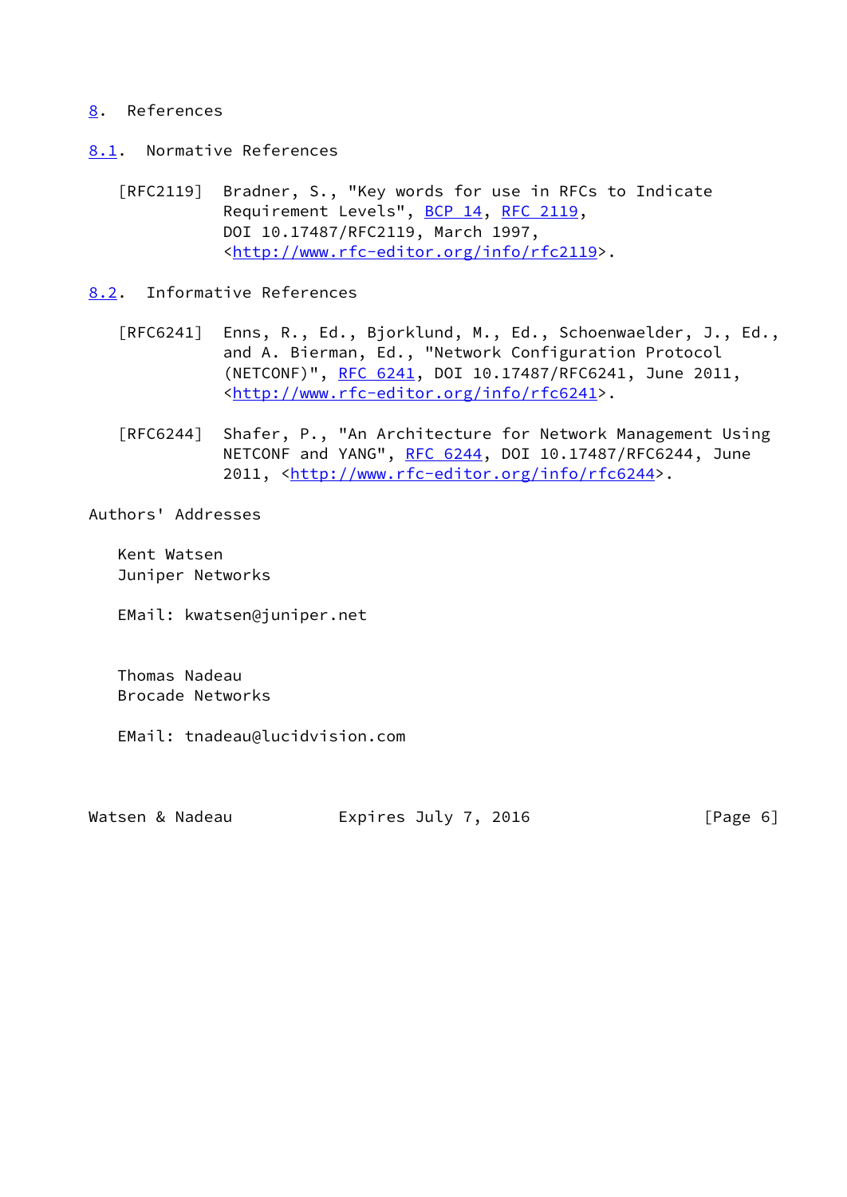# 8. References

## 8.1. Normative References

[RFC2119] Bradner, S., "Key words for use in RFCs to Indicate Requirement Levels", BCP 14, RFC 2119, DOI 10.17487/RFC2119, March 1997, <http://www.rfc-editor.org/info/rfc2119>.

## 8.2. Informative References

[RFC6241] Enns, R., Ed., Bjorklund, M., Ed., Schoenwaelder, J., Ed., and A. Bierman, Ed., "Network Configuration Protocol (NETCONF)", RFC 6241, DOI 10.17487/RFC6241, June 2011, <http://www.rfc-editor.org/info/rfc6241>.

[RFC6244] Shafer, P., "An Architecture for Network Management Using NETCONF and YANG", RFC 6244, DOI 10.17487/RFC6244, June 2011, <http://www.rfc-editor.org/info/rfc6244>.

# Authors' Addresses

Kent Watsen
Juniper Networks

EMail: kwatsen@juniper.net

Thomas Nadeau
Brocade Networks

EMail: tnadeau@lucidvision.com